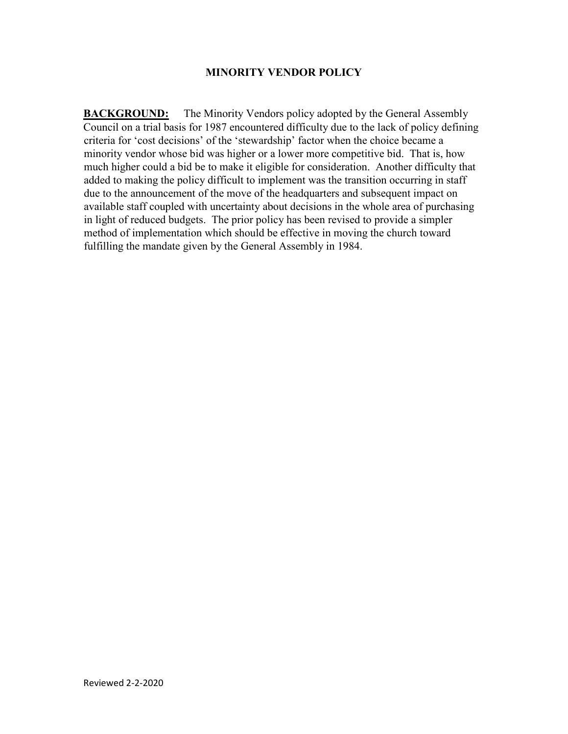# MINORITY VENDOR POLICY

**BACKGROUND:** The Minority Vendors policy adopted by the General Assembly Council on a trial basis for 1987 encountered difficulty due to the lack of policy defining criteria for 'cost decisions' of the 'stewardship' factor when the choice became a minority vendor whose bid was higher or a lower more competitive bid. That is, how much higher could a bid be to make it eligible for consideration. Another difficulty that added to making the policy difficult to implement was the transition occurring in staff due to the announcement of the move of the headquarters and subsequent impact on available staff coupled with uncertainty about decisions in the whole area of purchasing in light of reduced budgets. The prior policy has been revised to provide a simpler method of implementation which should be effective in moving the church toward fulfilling the mandate given by the General Assembly in 1984.

Reviewed 2-2-2020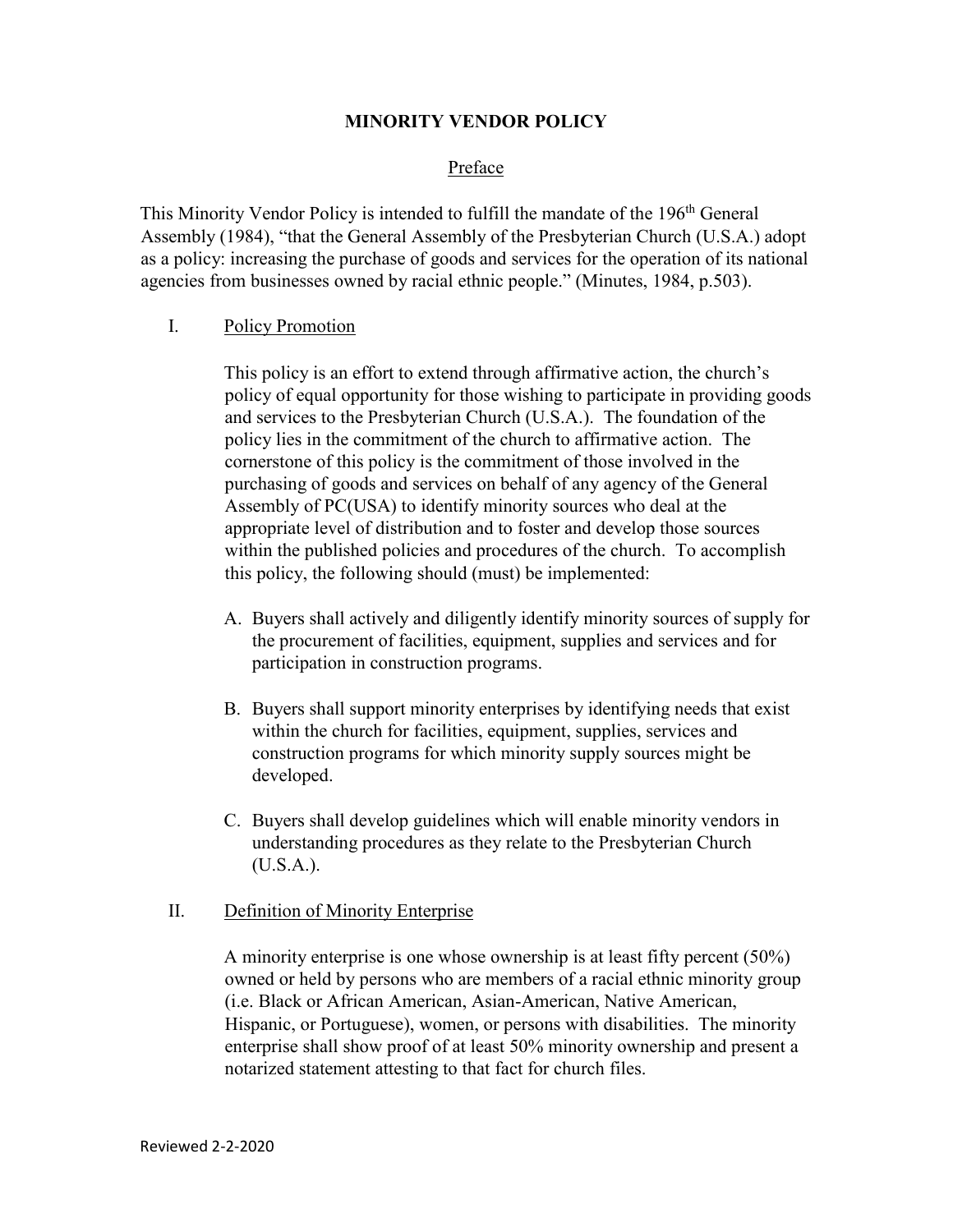# MINORITY VENDOR POLICY

## Preface

This Minority Vendor Policy is intended to fulfill the mandate of the 196th General Assembly (1984), "that the General Assembly of the Presbyterian Church (U.S.A.) adopt as a policy: increasing the purchase of goods and services for the operation of its national agencies from businesses owned by racial ethnic people." (Minutes, 1984, p.503).

## I. Policy Promotion

This policy is an effort to extend through affirmative action, the church's policy of equal opportunity for those wishing to participate in providing goods and services to the Presbyterian Church (U.S.A.). The foundation of the policy lies in the commitment of the church to affirmative action. The cornerstone of this policy is the commitment of those involved in the purchasing of goods and services on behalf of any agency of the General Assembly of PC(USA) to identify minority sources who deal at the appropriate level of distribution and to foster and develop those sources within the published policies and procedures of the church. To accomplish this policy, the following should (must) be implemented:

A. Buyers shall actively and diligently identify minority sources of supply for the procurement of facilities, equipment, supplies and services and for participation in construction programs.

B. Buyers shall support minority enterprises by identifying needs that exist within the church for facilities, equipment, supplies, services and construction programs for which minority supply sources might be developed.

C. Buyers shall develop guidelines which will enable minority vendors in understanding procedures as they relate to the Presbyterian Church (U.S.A.).

## II. Definition of Minority Enterprise

A minority enterprise is one whose ownership is at least fifty percent (50%) owned or held by persons who are members of a racial ethnic minority group (i.e. Black or African American, Asian-American, Native American, Hispanic, or Portuguese), women, or persons with disabilities. The minority enterprise shall show proof of at least 50% minority ownership and present a notarized statement attesting to that fact for church files.

Reviewed 2-2-2020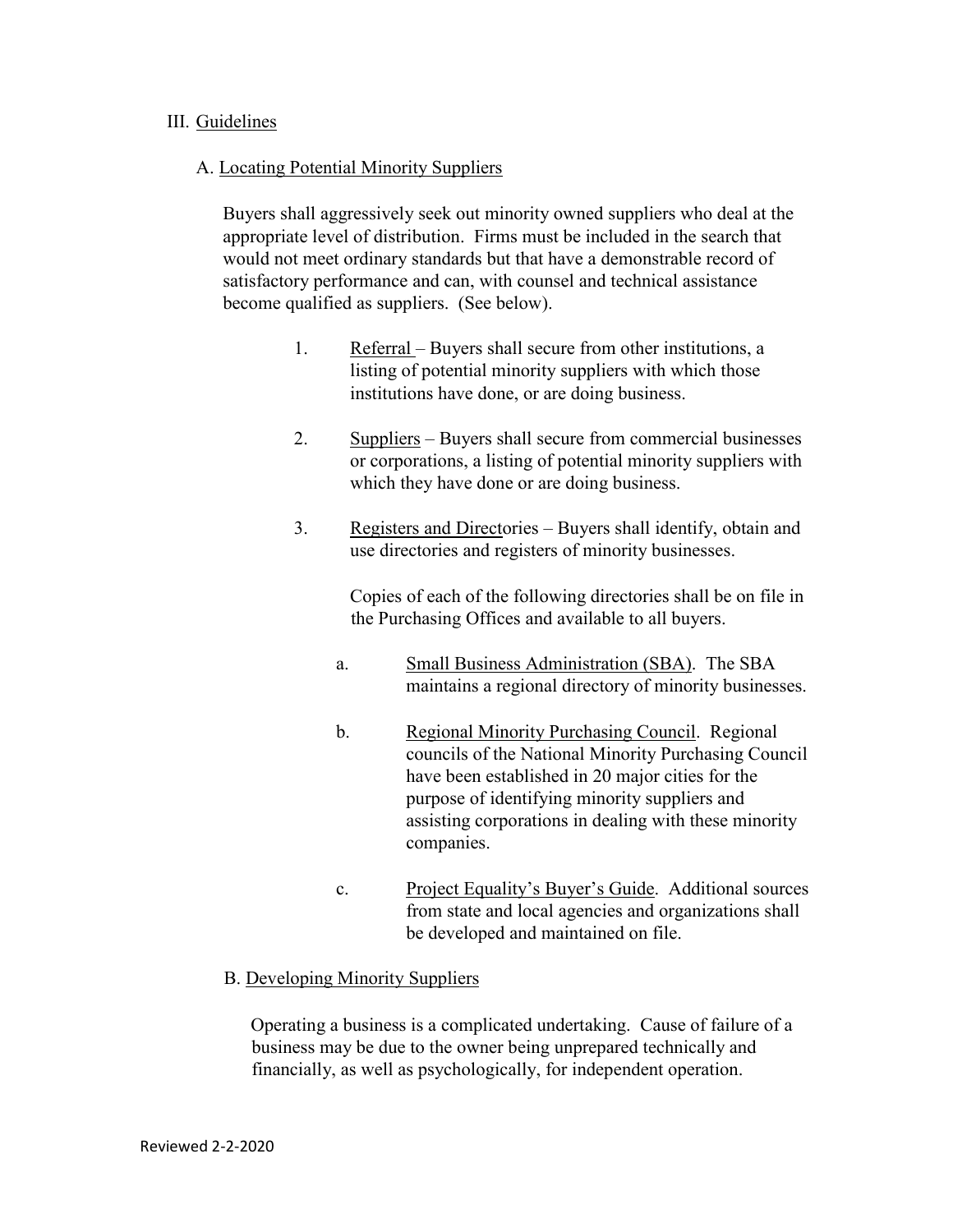## III. Guidelines

### A. Locating Potential Minority Suppliers

Buyers shall aggressively seek out minority owned suppliers who deal at the appropriate level of distribution. Firms must be included in the search that would not meet ordinary standards but that have a demonstrable record of satisfactory performance and can, with counsel and technical assistance become qualified as suppliers. (See below).

1. Referral – Buyers shall secure from other institutions, a listing of potential minority suppliers with which those institutions have done, or are doing business.

2. Suppliers – Buyers shall secure from commercial businesses or corporations, a listing of potential minority suppliers with which they have done or are doing business.

3. Registers and Directories – Buyers shall identify, obtain and use directories and registers of minority businesses.

   Copies of each of the following directories shall be on file in the Purchasing Offices and available to all buyers.

   a. Small Business Administration (SBA). The SBA maintains a regional directory of minority businesses.

   b. Regional Minority Purchasing Council. Regional councils of the National Minority Purchasing Council have been established in 20 major cities for the purpose of identifying minority suppliers and assisting corporations in dealing with these minority companies.

   c. Project Equality's Buyer's Guide. Additional sources from state and local agencies and organizations shall be developed and maintained on file.

### B. Developing Minority Suppliers

Operating a business is a complicated undertaking. Cause of failure of a business may be due to the owner being unprepared technically and financially, as well as psychologically, for independent operation.

Reviewed 2-2-2020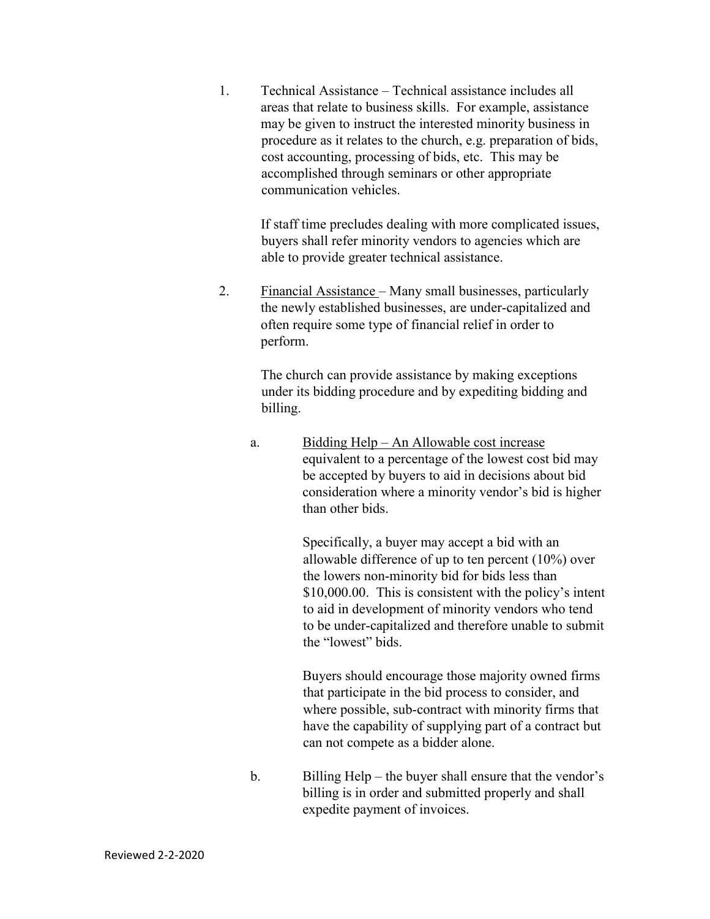1. Technical Assistance – Technical assistance includes all areas that relate to business skills. For example, assistance may be given to instruct the interested minority business in procedure as it relates to the church, e.g. preparation of bids, cost accounting, processing of bids, etc. This may be accomplished through seminars or other appropriate communication vehicles.

   If staff time precludes dealing with more complicated issues, buyers shall refer minority vendors to agencies which are able to provide greater technical assistance.

2. Financial Assistance – Many small businesses, particularly the newly established businesses, are under-capitalized and often require some type of financial relief in order to perform.

   The church can provide assistance by making exceptions under its bidding procedure and by expediting bidding and billing.

   a. Bidding Help – An Allowable cost increase equivalent to a percentage of the lowest cost bid may be accepted by buyers to aid in decisions about bid consideration where a minority vendor's bid is higher than other bids.

      Specifically, a buyer may accept a bid with an allowable difference of up to ten percent (10%) over the lowers non-minority bid for bids less than $10,000.00. This is consistent with the policy's intent to aid in development of minority vendors who tend to be under-capitalized and therefore unable to submit the "lowest" bids.

      Buyers should encourage those majority owned firms that participate in the bid process to consider, and where possible, sub-contract with minority firms that have the capability of supplying part of a contract but can not compete as a bidder alone.

   b. Billing Help – the buyer shall ensure that the vendor's billing is in order and submitted properly and shall expedite payment of invoices.

Reviewed 2-2-2020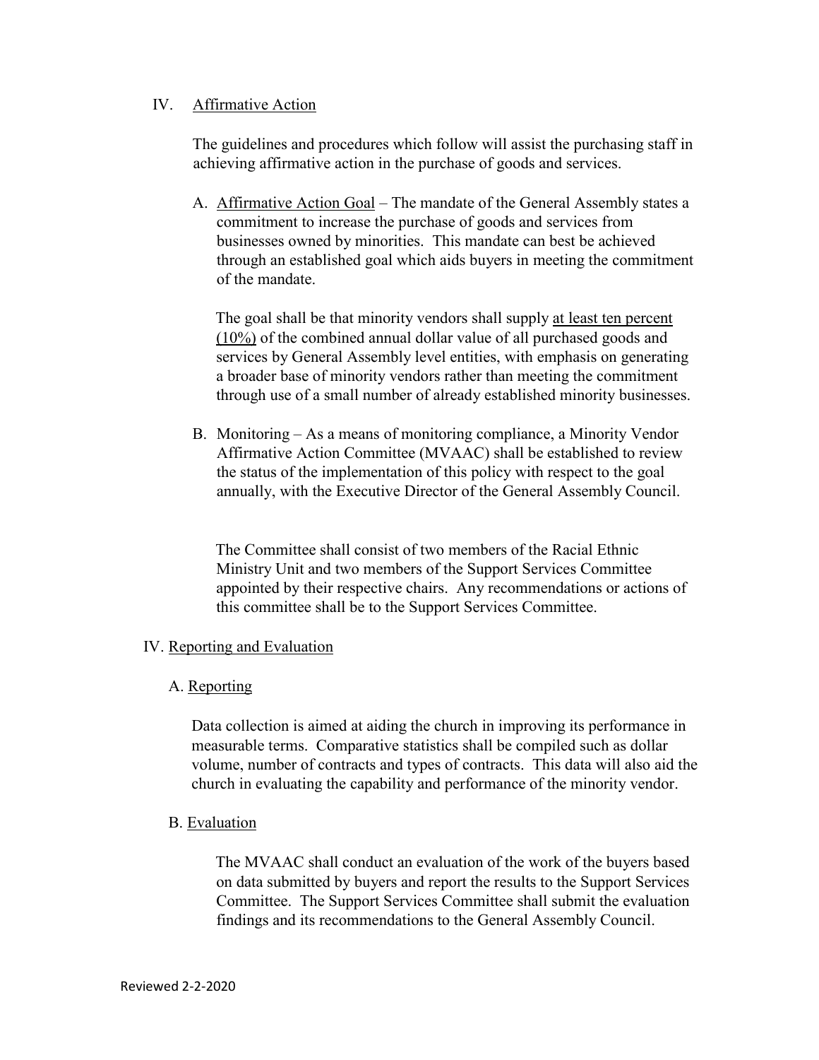## IV. Affirmative Action

The guidelines and procedures which follow will assist the purchasing staff in achieving affirmative action in the purchase of goods and services.

A. Affirmative Action Goal – The mandate of the General Assembly states a commitment to increase the purchase of goods and services from businesses owned by minorities. This mandate can best be achieved through an established goal which aids buyers in meeting the commitment of the mandate.

   The goal shall be that minority vendors shall supply at least ten percent (10%) of the combined annual dollar value of all purchased goods and services by General Assembly level entities, with emphasis on generating a broader base of minority vendors rather than meeting the commitment through use of a small number of already established minority businesses.

B. Monitoring – As a means of monitoring compliance, a Minority Vendor Affirmative Action Committee (MVAAC) shall be established to review the status of the implementation of this policy with respect to the goal annually, with the Executive Director of the General Assembly Council.

   The Committee shall consist of two members of the Racial Ethnic Ministry Unit and two members of the Support Services Committee appointed by their respective chairs. Any recommendations or actions of this committee shall be to the Support Services Committee.

## IV. Reporting and Evaluation

### A. Reporting

Data collection is aimed at aiding the church in improving its performance in measurable terms. Comparative statistics shall be compiled such as dollar volume, number of contracts and types of contracts. This data will also aid the church in evaluating the capability and performance of the minority vendor.

### B. Evaluation

The MVAAC shall conduct an evaluation of the work of the buyers based on data submitted by buyers and report the results to the Support Services Committee. The Support Services Committee shall submit the evaluation findings and its recommendations to the General Assembly Council.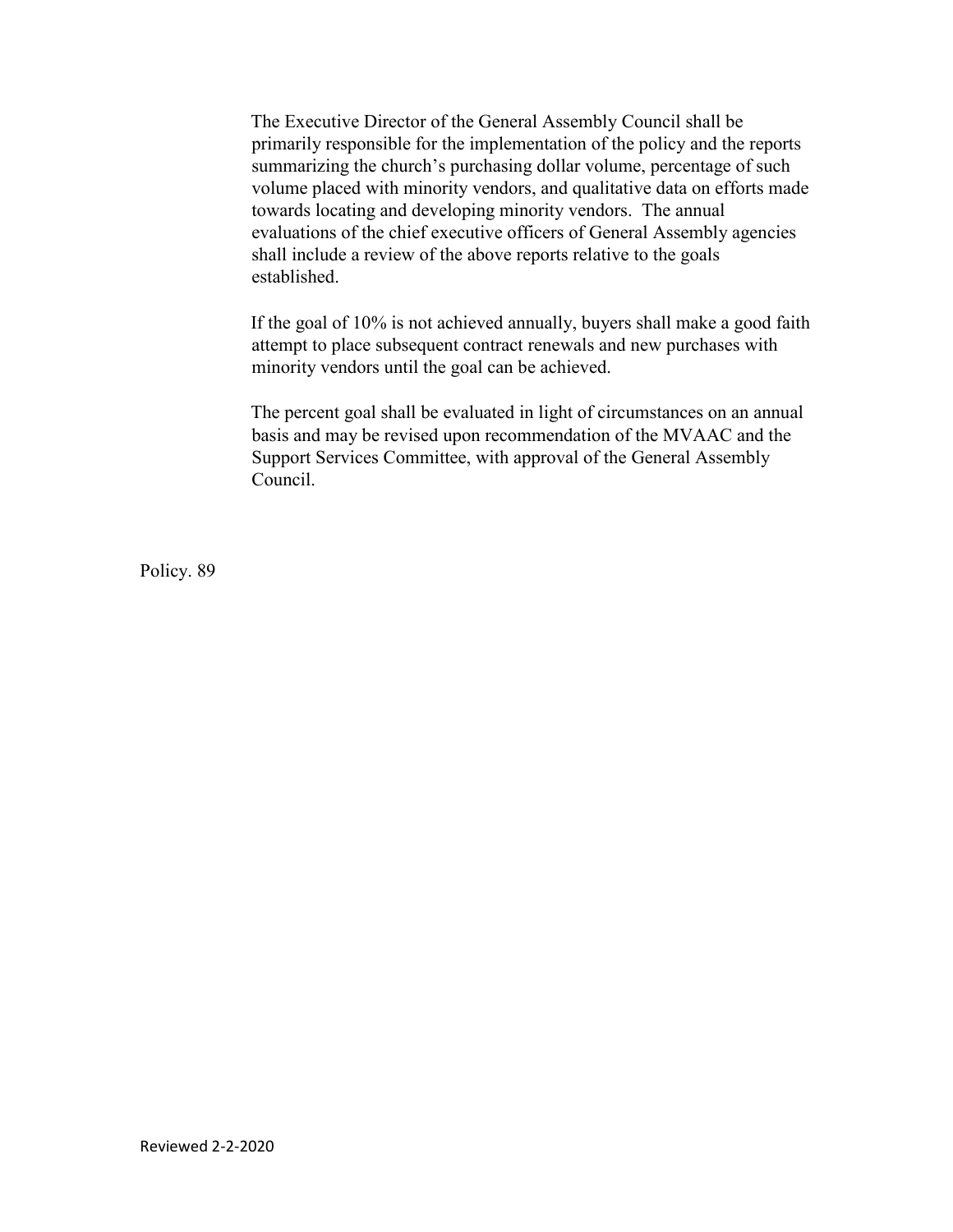The Executive Director of the General Assembly Council shall be primarily responsible for the implementation of the policy and the reports summarizing the church's purchasing dollar volume, percentage of such volume placed with minority vendors, and qualitative data on efforts made towards locating and developing minority vendors. The annual evaluations of the chief executive officers of General Assembly agencies shall include a review of the above reports relative to the goals established.

If the goal of 10% is not achieved annually, buyers shall make a good faith attempt to place subsequent contract renewals and new purchases with minority vendors until the goal can be achieved.

The percent goal shall be evaluated in light of circumstances on an annual basis and may be revised upon recommendation of the MVAAC and the Support Services Committee, with approval of the General Assembly Council.

Policy. 89

Reviewed 2-2-2020